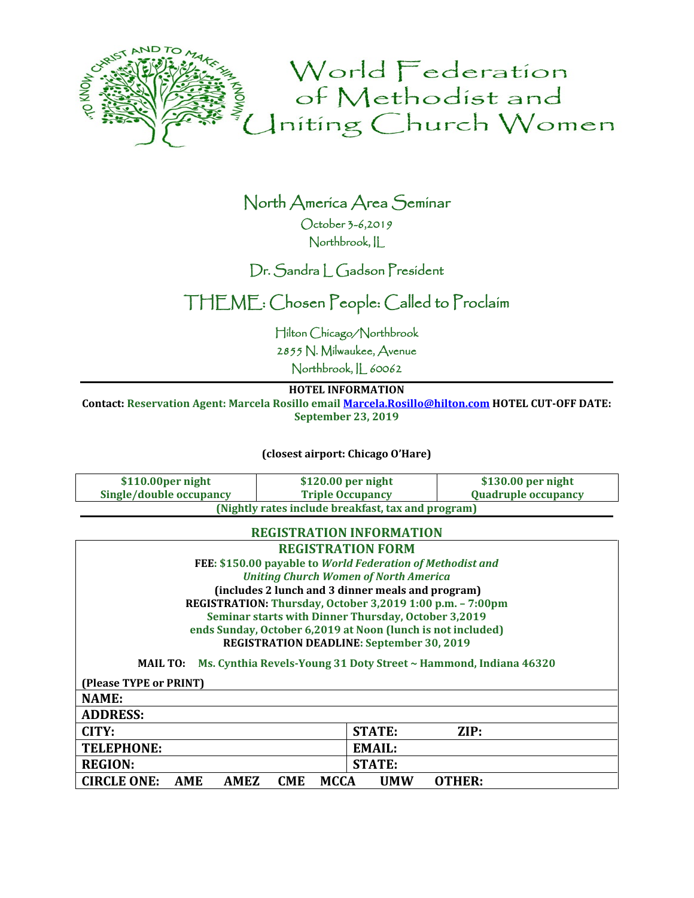# World Federation of Methodist and Uniting Church Women

"TO KNOW CHRIST AND TO MAKE HIM KNOWN."

## North America Area Seminar

October 3-6,2019

Northbrook, IL

Dr. Sandra L Gadson President

## THEME: Chosen People: Called to Proclaim

Hilton Chicago/Northbrook

2855 N. Milwaukee, Avenue

Northbrook, IL 60062

---

**HOTEL INFORMATION**

**Contact: Reservation Agent: Marcela Rosillo email [Marcela.Rosillo@hilton.com](mailto:Marcela.Rosillo@hilton.com) HOTEL CUT-OFF DATE: September 23, 2019**

**(closest airport: Chicago O'Hare)**

| $110.00per night Single/double occupancy | $120.00 per night Triple Occupancy | $130.00 per night Quadruple occupancy |
|---|---|---|

**(Nightly rates include breakfast, tax and program)**

---

**REGISTRATION INFORMATION**

**REGISTRATION FORM**

**FEE: $150.00 payable to *World Federation of Methodist and Uniting Church Women of North America***

**(includes 2 lunch and 3 dinner meals and program)**

**REGISTRATION: Thursday, October 3,2019 1:00 p.m. – 7:00pm**

**Seminar starts with Dinner Thursday, October 3,2019**

**ends Sunday, October 6,2019 at Noon (lunch is not included)**

**REGISTRATION DEADLINE: September 30, 2019**

**MAIL TO: Ms. Cynthia Revels-Young 31 Doty Street ~ Hammond, Indiana 46320**

**(Please TYPE or PRINT)**

| | |
|---|---|
| **NAME:** | |
| **ADDRESS:** | |
| **CITY:** | **STATE:** **ZIP:** |
| **TELEPHONE:** | **EMAIL:** |
| **REGION:** | **STATE:** |

**CIRCLE ONE: AME AMEZ CME MCCA UMW OTHER:**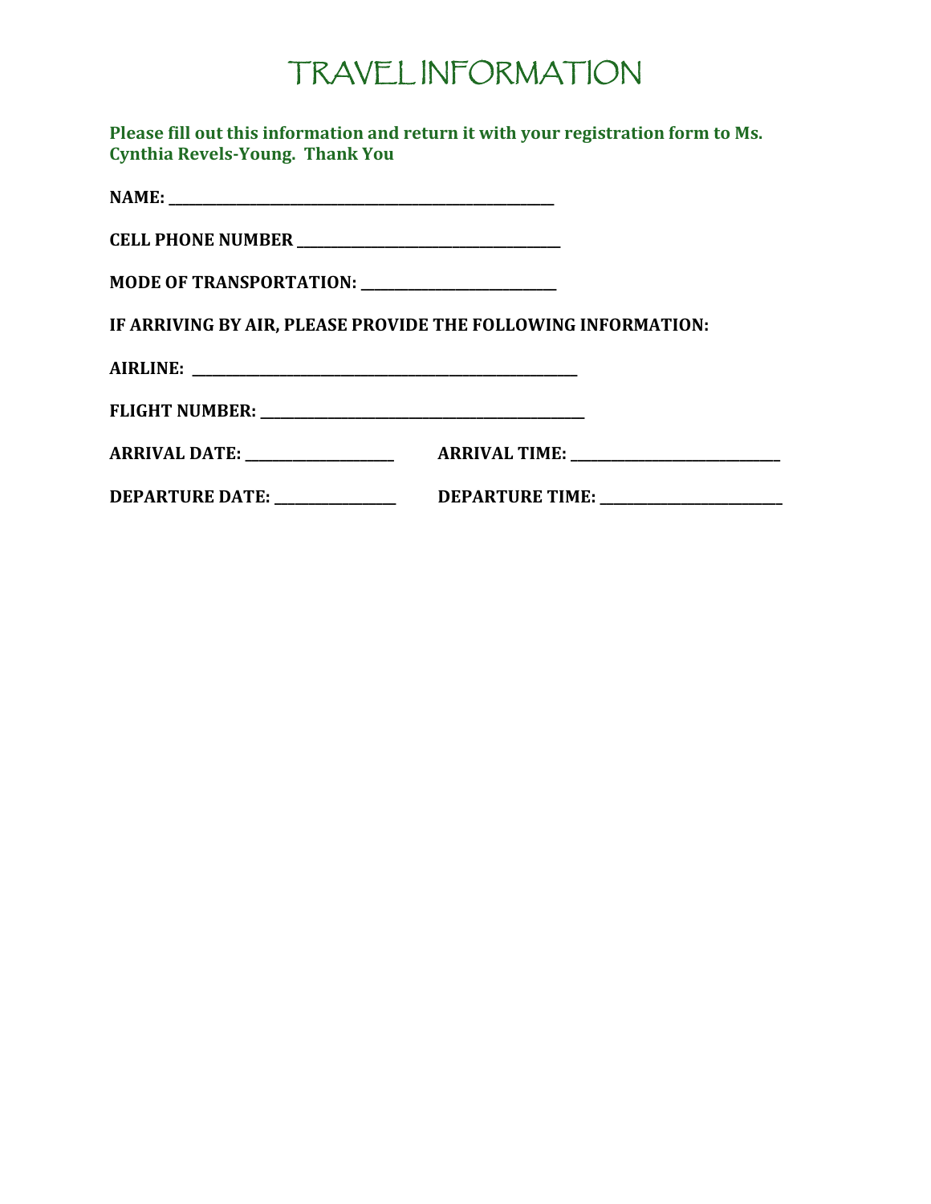# TRAVEL INFORMATION

**Please fill out this information and return it with your registration form to Ms. Cynthia Revels-Young. Thank You**

**NAME:** ______________________________________________________

**CELL PHONE NUMBER** ______________________________________

**MODE OF TRANSPORTATION:** ___________________________

**IF ARRIVING BY AIR, PLEASE PROVIDE THE FOLLOWING INFORMATION:**

**AIRLINE:** ______________________________________________________

**FLIGHT NUMBER:** ______________________________________________

**ARRIVAL DATE:** _____________________ **ARRIVAL TIME:** ______________________________

**DEPARTURE DATE:** _________________ **DEPARTURE TIME:** __________________________